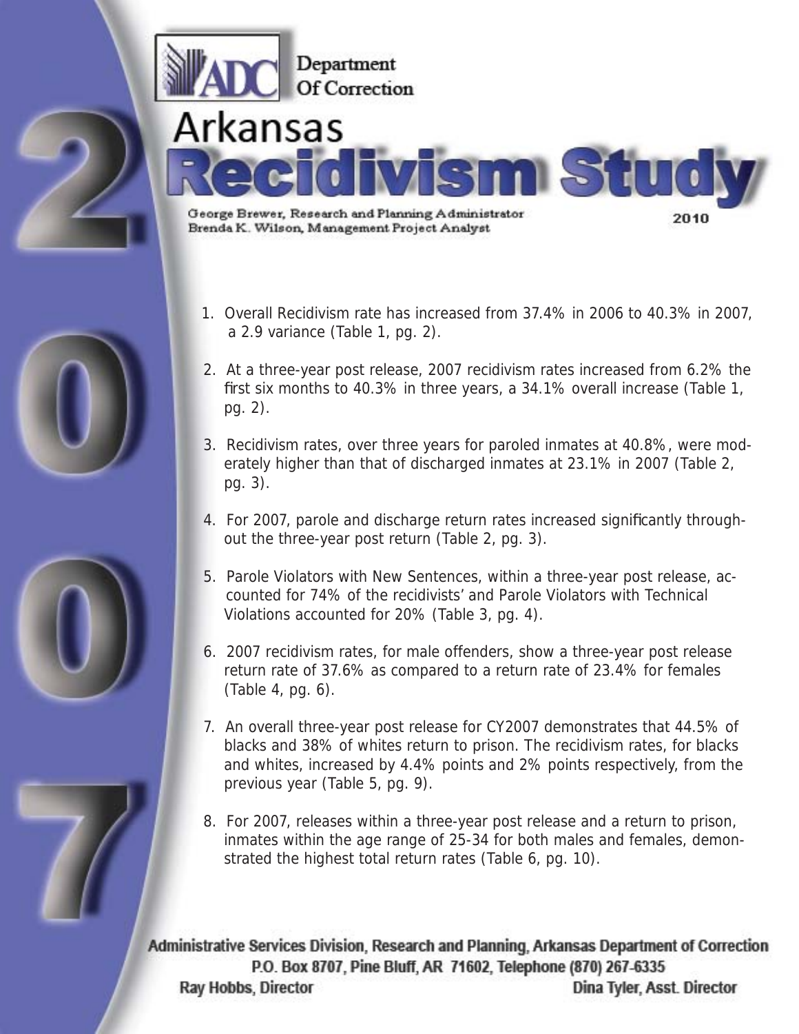Department Of Correction

# 2007 Arkansas Recidivism Study

2010

George Brewer, Research and Planning Administrator
Brenda K. Wilson, Management Project Analyst

1. Overall Recidivism rate has increased from 37.4% in 2006 to 40.3% in 2007, a 2.9 variance (Table 1, pg. 2).

2. At a three-year post release, 2007 recidivism rates increased from 6.2% the first six months to 40.3% in three years, a 34.1% overall increase (Table 1, pg. 2).

3. Recidivism rates, over three years for paroled inmates at 40.8%, were moderately higher than that of discharged inmates at 23.1% in 2007 (Table 2, pg. 3).

4. For 2007, parole and discharge return rates increased significantly throughout the three-year post return (Table 2, pg. 3).

5. Parole Violators with New Sentences, within a three-year post release, accounted for 74% of the recidivists' and Parole Violators with Technical Violations accounted for 20% (Table 3, pg. 4).

6. 2007 recidivism rates, for male offenders, show a three-year post release return rate of 37.6% as compared to a return rate of 23.4% for females (Table 4, pg. 6).

7. An overall three-year post release for CY2007 demonstrates that 44.5% of blacks and 38% of whites return to prison. The recidivism rates, for blacks and whites, increased by 4.4% points and 2% points respectively, from the previous year (Table 5, pg. 9).

8. For 2007, releases within a three-year post release and a return to prison, inmates within the age range of 25-34 for both males and females, demonstrated the highest total return rates (Table 6, pg. 10).

Administrative Services Division, Research and Planning, Arkansas Department of Correction
P.O. Box 8707, Pine Bluff, AR 71602, Telephone (870) 267-6335
Ray Hobbs, Director — Dina Tyler, Asst. Director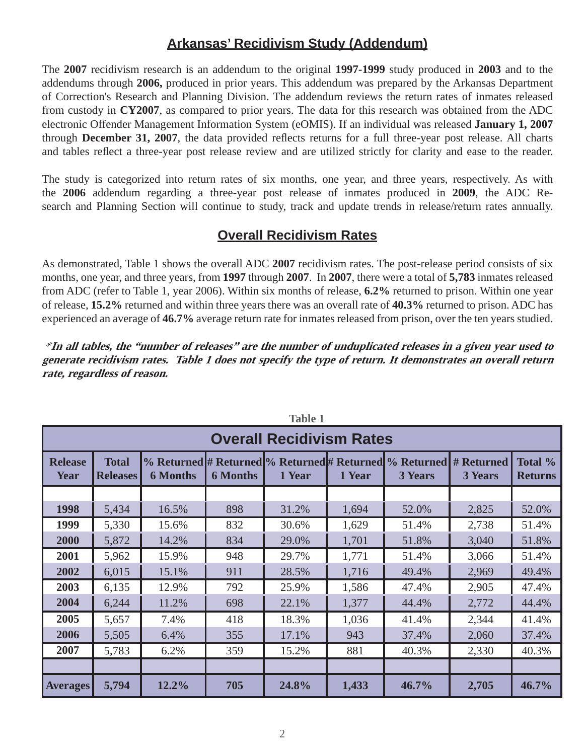# Arkansas' Recidivism Study (Addendum)

The **2007** recidivism research is an addendum to the original **1997-1999** study produced in **2003** and to the addendums through **2006,** produced in prior years. This addendum was prepared by the Arkansas Department of Correction's Research and Planning Division. The addendum reviews the return rates of inmates released from custody in **CY2007**, as compared to prior years. The data for this research was obtained from the ADC electronic Offender Management Information System (eOMIS). If an individual was released **January 1, 2007** through **December 31, 2007**, the data provided reflects returns for a full three-year post release. All charts and tables reflect a three-year post release review and are utilized strictly for clarity and ease to the reader.

The study is categorized into return rates of six months, one year, and three years, respectively. As with the **2006** addendum regarding a three-year post release of inmates produced in **2009**, the ADC Research and Planning Section will continue to study, track and update trends in release/return rates annually.

## Overall Recidivism Rates

As demonstrated, Table 1 shows the overall ADC **2007** recidivism rates. The post-release period consists of six months, one year, and three years, from **1997** through **2007**. In **2007**, there were a total of **5,783** inmates released from ADC (refer to Table 1, year 2006). Within six months of release, **6.2%** returned to prison. Within one year of release, **15.2%** returned and within three years there was an overall rate of **40.3%** returned to prison. ADC has experienced an average of **46.7%** average return rate for inmates released from prison, over the ten years studied.

***\*In all tables, the "number of releases" are the number of unduplicated releases in a given year used to generate recidivism rates. Table 1 does not specify the type of return. It demonstrates an overall return rate, regardless of reason.***

**Table 1**

**Overall Recidivism Rates**

| Release Year | Total Releases | % Returned 6 Months | # Returned 6 Months | % Returned 1 Year | # Returned 1 Year | % Returned 3 Years | # Returned 3 Years | Total % Returns |
|---|---|---|---|---|---|---|---|---|
| | | | | | | | | |
| **1998** | 5,434 | 16.5% | 898 | 31.2% | 1,694 | 52.0% | 2,825 | 52.0% |
| **1999** | 5,330 | 15.6% | 832 | 30.6% | 1,629 | 51.4% | 2,738 | 51.4% |
| **2000** | 5,872 | 14.2% | 834 | 29.0% | 1,701 | 51.8% | 3,040 | 51.8% |
| **2001** | 5,962 | 15.9% | 948 | 29.7% | 1,771 | 51.4% | 3,066 | 51.4% |
| **2002** | 6,015 | 15.1% | 911 | 28.5% | 1,716 | 49.4% | 2,969 | 49.4% |
| **2003** | 6,135 | 12.9% | 792 | 25.9% | 1,586 | 47.4% | 2,905 | 47.4% |
| **2004** | 6,244 | 11.2% | 698 | 22.1% | 1,377 | 44.4% | 2,772 | 44.4% |
| **2005** | 5,657 | 7.4% | 418 | 18.3% | 1,036 | 41.4% | 2,344 | 41.4% |
| **2006** | 5,505 | 6.4% | 355 | 17.1% | 943 | 37.4% | 2,060 | 37.4% |
| **2007** | 5,783 | 6.2% | 359 | 15.2% | 881 | 40.3% | 2,330 | 40.3% |
| | | | | | | | | |
| **Averages** | **5,794** | **12.2%** | **705** | **24.8%** | **1,433** | **46.7%** | **2,705** | **46.7%** |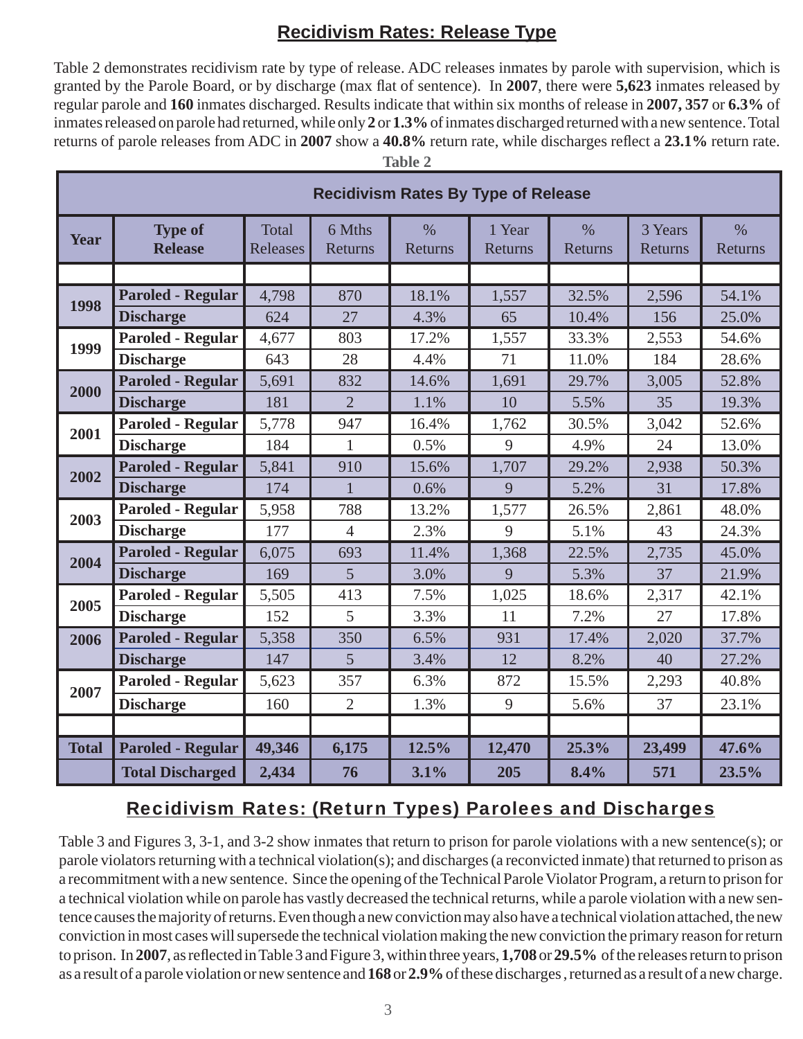## Recidivism Rates: Release Type

Table 2 demonstrates recidivism rate by type of release. ADC releases inmates by parole with supervision, which is granted by the Parole Board, or by discharge (max flat of sentence). In **2007**, there were **5,623** inmates released by regular parole and **160** inmates discharged. Results indicate that within six months of release in **2007, 357** or **6.3%** of inmates released on parole had returned, while only **2** or **1.3%** of inmates discharged returned with a new sentence. Total returns of parole releases from ADC in **2007** show a **40.8%** return rate, while discharges reflect a **23.1%** return rate.

**Table 2**

**Recidivism Rates By Type of Release**

| Year | Type of Release | Total Releases | 6 Mths Returns | % Returns | 1 Year Returns | % Returns | 3 Years Returns | % Returns |
|---|---|---|---|---|---|---|---|---|
| | | | | | | | | |
| 1998 | Paroled - Regular | 4,798 | 870 | 18.1% | 1,557 | 32.5% | 2,596 | 54.1% |
| | Discharge | 624 | 27 | 4.3% | 65 | 10.4% | 156 | 25.0% |
| 1999 | Paroled - Regular | 4,677 | 803 | 17.2% | 1,557 | 33.3% | 2,553 | 54.6% |
| | Discharge | 643 | 28 | 4.4% | 71 | 11.0% | 184 | 28.6% |
| 2000 | Paroled - Regular | 5,691 | 832 | 14.6% | 1,691 | 29.7% | 3,005 | 52.8% |
| | Discharge | 181 | 2 | 1.1% | 10 | 5.5% | 35 | 19.3% |
| 2001 | Paroled - Regular | 5,778 | 947 | 16.4% | 1,762 | 30.5% | 3,042 | 52.6% |
| | Discharge | 184 | 1 | 0.5% | 9 | 4.9% | 24 | 13.0% |
| 2002 | Paroled - Regular | 5,841 | 910 | 15.6% | 1,707 | 29.2% | 2,938 | 50.3% |
| | Discharge | 174 | 1 | 0.6% | 9 | 5.2% | 31 | 17.8% |
| 2003 | Paroled - Regular | 5,958 | 788 | 13.2% | 1,577 | 26.5% | 2,861 | 48.0% |
| | Discharge | 177 | 4 | 2.3% | 9 | 5.1% | 43 | 24.3% |
| 2004 | Paroled - Regular | 6,075 | 693 | 11.4% | 1,368 | 22.5% | 2,735 | 45.0% |
| | Discharge | 169 | 5 | 3.0% | 9 | 5.3% | 37 | 21.9% |
| 2005 | Paroled - Regular | 5,505 | 413 | 7.5% | 1,025 | 18.6% | 2,317 | 42.1% |
| | Discharge | 152 | 5 | 3.3% | 11 | 7.2% | 27 | 17.8% |
| 2006 | Paroled - Regular | 5,358 | 350 | 6.5% | 931 | 17.4% | 2,020 | 37.7% |
| | Discharge | 147 | 5 | 3.4% | 12 | 8.2% | 40 | 27.2% |
| 2007 | Paroled - Regular | 5,623 | 357 | 6.3% | 872 | 15.5% | 2,293 | 40.8% |
| | Discharge | 160 | 2 | 1.3% | 9 | 5.6% | 37 | 23.1% |
| | | | | | | | | |
| **Total** | **Paroled - Regular** | **49,346** | **6,175** | **12.5%** | **12,470** | **25.3%** | **23,499** | **47.6%** |
| | **Total Discharged** | **2,434** | **76** | **3.1%** | **205** | **8.4%** | **571** | **23.5%** |

## Recidivism Rates: (Return Types) Parolees and Discharges

Table 3 and Figures 3, 3-1, and 3-2 show inmates that return to prison for parole violations with a new sentence(s); or parole violators returning with a technical violation(s); and discharges (a reconvicted inmate) that returned to prison as a recommitment with a new sentence. Since the opening of the Technical Parole Violator Program, a return to prison for a technical violation while on parole has vastly decreased the technical returns, while a parole violation with a new sentence causes the majority of returns. Even though a new conviction may also have a technical violation attached, the new conviction in most cases will supersede the technical violation making the new conviction the primary reason for return to prison. In **2007**, as reflected in Table 3 and Figure 3, within three years, **1,708** or **29.5%** of the releases return to prison as a result of a parole violation or new sentence and **168** or **2.9%** of these discharges , returned as a result of a new charge.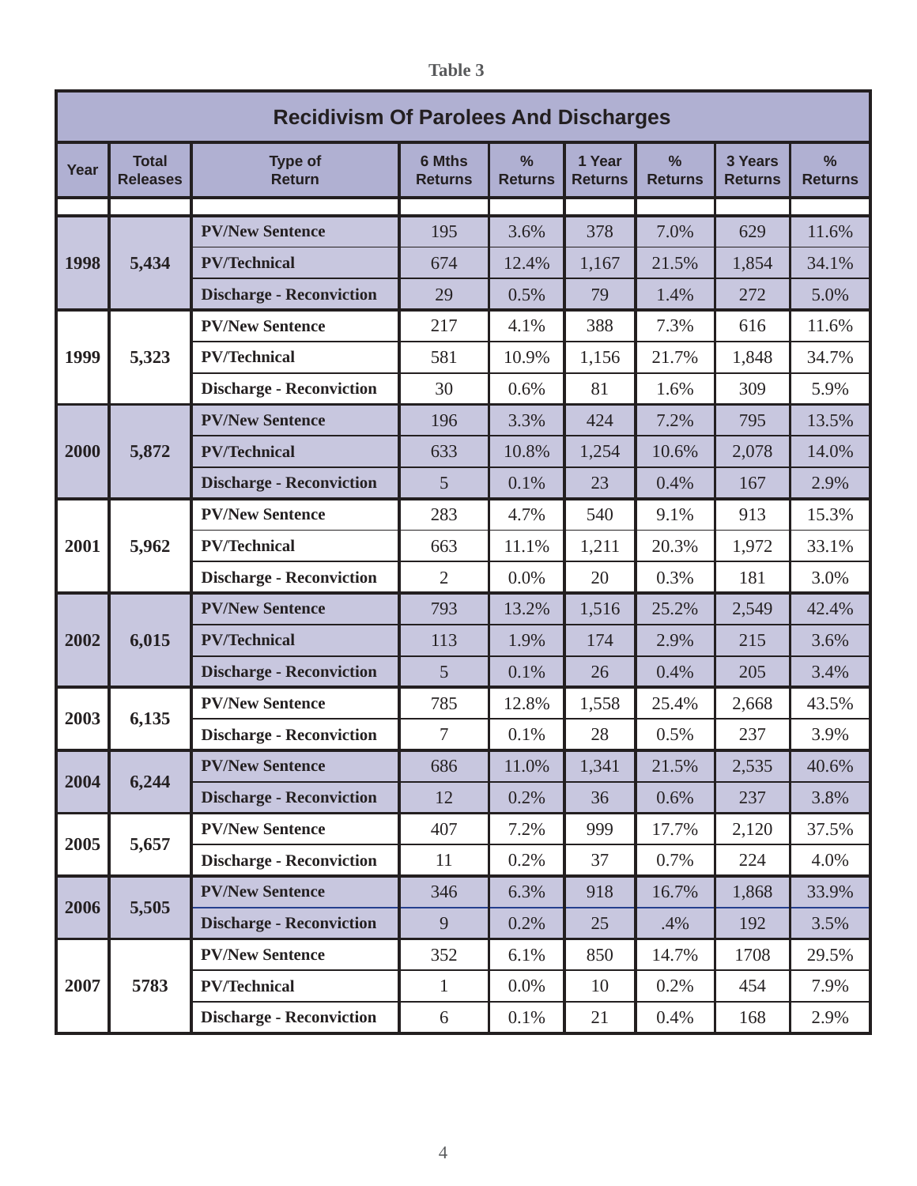**Table 3**

| Recidivism Of Parolees And Discharges | | | | | | | | |
|---|---|---|---|---|---|---|---|---|
| **Year** | **Total Releases** | **Type of Return** | **6 Mths Returns** | **% Returns** | **1 Year Returns** | **% Returns** | **3 Years Returns** | **% Returns** |
| **1998** | **5,434** | **PV/New Sentence** | 195 | 3.6% | 378 | 7.0% | 629 | 11.6% |
| | | **PV/Technical** | 674 | 12.4% | 1,167 | 21.5% | 1,854 | 34.1% |
| | | **Discharge - Reconviction** | 29 | 0.5% | 79 | 1.4% | 272 | 5.0% |
| **1999** | **5,323** | **PV/New Sentence** | 217 | 4.1% | 388 | 7.3% | 616 | 11.6% |
| | | **PV/Technical** | 581 | 10.9% | 1,156 | 21.7% | 1,848 | 34.7% |
| | | **Discharge - Reconviction** | 30 | 0.6% | 81 | 1.6% | 309 | 5.9% |
| **2000** | **5,872** | **PV/New Sentence** | 196 | 3.3% | 424 | 7.2% | 795 | 13.5% |
| | | **PV/Technical** | 633 | 10.8% | 1,254 | 10.6% | 2,078 | 14.0% |
| | | **Discharge - Reconviction** | 5 | 0.1% | 23 | 0.4% | 167 | 2.9% |
| **2001** | **5,962** | **PV/New Sentence** | 283 | 4.7% | 540 | 9.1% | 913 | 15.3% |
| | | **PV/Technical** | 663 | 11.1% | 1,211 | 20.3% | 1,972 | 33.1% |
| | | **Discharge - Reconviction** | 2 | 0.0% | 20 | 0.3% | 181 | 3.0% |
| **2002** | **6,015** | **PV/New Sentence** | 793 | 13.2% | 1,516 | 25.2% | 2,549 | 42.4% |
| | | **PV/Technical** | 113 | 1.9% | 174 | 2.9% | 215 | 3.6% |
| | | **Discharge - Reconviction** | 5 | 0.1% | 26 | 0.4% | 205 | 3.4% |
| **2003** | **6,135** | **PV/New Sentence** | 785 | 12.8% | 1,558 | 25.4% | 2,668 | 43.5% |
| | | **Discharge - Reconviction** | 7 | 0.1% | 28 | 0.5% | 237 | 3.9% |
| **2004** | **6,244** | **PV/New Sentence** | 686 | 11.0% | 1,341 | 21.5% | 2,535 | 40.6% |
| | | **Discharge - Reconviction** | 12 | 0.2% | 36 | 0.6% | 237 | 3.8% |
| **2005** | **5,657** | **PV/New Sentence** | 407 | 7.2% | 999 | 17.7% | 2,120 | 37.5% |
| | | **Discharge - Reconviction** | 11 | 0.2% | 37 | 0.7% | 224 | 4.0% |
| **2006** | **5,505** | **PV/New Sentence** | 346 | 6.3% | 918 | 16.7% | 1,868 | 33.9% |
| | | **Discharge - Reconviction** | 9 | 0.2% | 25 | .4% | 192 | 3.5% |
| **2007** | **5783** | **PV/New Sentence** | 352 | 6.1% | 850 | 14.7% | 1708 | 29.5% |
| | | **PV/Technical** | 1 | 0.0% | 10 | 0.2% | 454 | 7.9% |
| | | **Discharge - Reconviction** | 6 | 0.1% | 21 | 0.4% | 168 | 2.9% |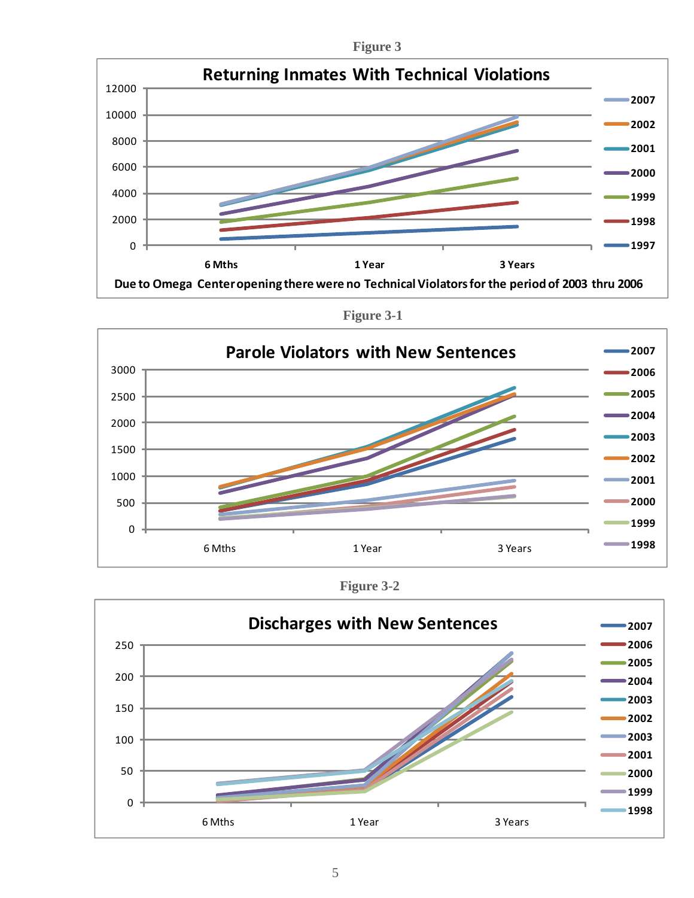**Figure 3**

**Returning Inmates With Technical Violations**

Due to Omega Center opening there were no Technical Violators for the period of 2003 thru 2006

**Figure 3-1**

**Parole Violators with New Sentences**

**Figure 3-2**

**Discharges with New Sentences**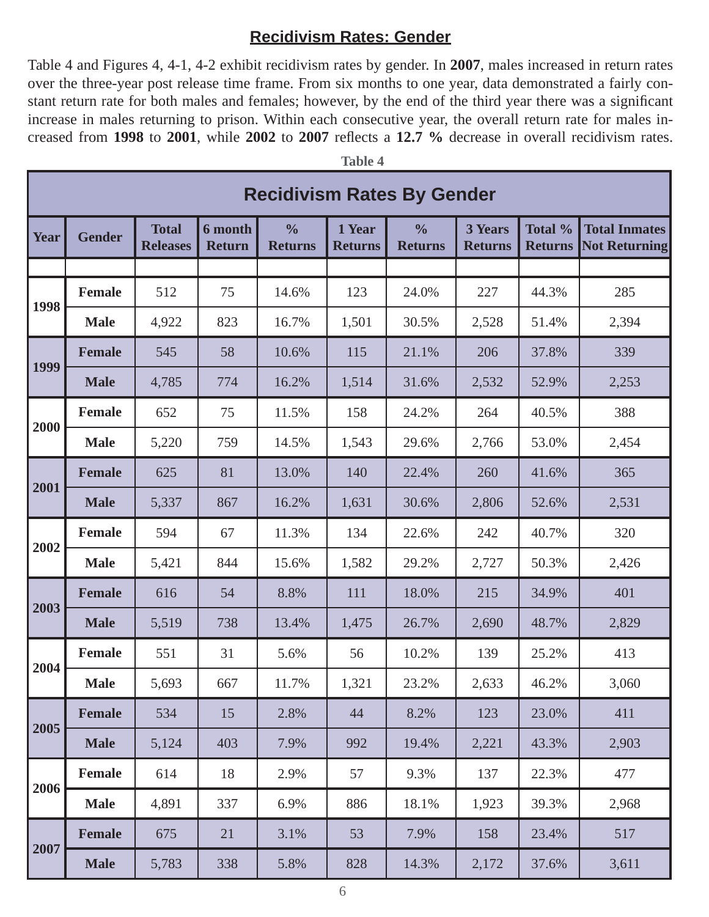## Recidivism Rates: Gender

Table 4 and Figures 4, 4-1, 4-2 exhibit recidivism rates by gender. In **2007**, males increased in return rates over the three-year post release time frame. From six months to one year, data demonstrated a fairly constant return rate for both males and females; however, by the end of the third year there was a significant increase in males returning to prison. Within each consecutive year, the overall return rate for males increased from **1998** to **2001**, while **2002** to **2007** reflects a **12.7 %** decrease in overall recidivism rates.

**Table 4**

**Recidivism Rates By Gender**

| Year | Gender | Total Releases | 6 month Return | % Returns | 1 Year Returns | % Returns | 3 Years Returns | Total % Returns | Total Inmates Not Returning |
|---|---|---|---|---|---|---|---|---|---|
| | | | | | | | | | |
| 1998 | Female | 512 | 75 | 14.6% | 123 | 24.0% | 227 | 44.3% | 285 |
| | Male | 4,922 | 823 | 16.7% | 1,501 | 30.5% | 2,528 | 51.4% | 2,394 |
| 1999 | Female | 545 | 58 | 10.6% | 115 | 21.1% | 206 | 37.8% | 339 |
| | Male | 4,785 | 774 | 16.2% | 1,514 | 31.6% | 2,532 | 52.9% | 2,253 |
| 2000 | Female | 652 | 75 | 11.5% | 158 | 24.2% | 264 | 40.5% | 388 |
| | Male | 5,220 | 759 | 14.5% | 1,543 | 29.6% | 2,766 | 53.0% | 2,454 |
| 2001 | Female | 625 | 81 | 13.0% | 140 | 22.4% | 260 | 41.6% | 365 |
| | Male | 5,337 | 867 | 16.2% | 1,631 | 30.6% | 2,806 | 52.6% | 2,531 |
| 2002 | Female | 594 | 67 | 11.3% | 134 | 22.6% | 242 | 40.7% | 320 |
| | Male | 5,421 | 844 | 15.6% | 1,582 | 29.2% | 2,727 | 50.3% | 2,426 |
| 2003 | Female | 616 | 54 | 8.8% | 111 | 18.0% | 215 | 34.9% | 401 |
| | Male | 5,519 | 738 | 13.4% | 1,475 | 26.7% | 2,690 | 48.7% | 2,829 |
| 2004 | Female | 551 | 31 | 5.6% | 56 | 10.2% | 139 | 25.2% | 413 |
| | Male | 5,693 | 667 | 11.7% | 1,321 | 23.2% | 2,633 | 46.2% | 3,060 |
| 2005 | Female | 534 | 15 | 2.8% | 44 | 8.2% | 123 | 23.0% | 411 |
| | Male | 5,124 | 403 | 7.9% | 992 | 19.4% | 2,221 | 43.3% | 2,903 |
| 2006 | Female | 614 | 18 | 2.9% | 57 | 9.3% | 137 | 22.3% | 477 |
| | Male | 4,891 | 337 | 6.9% | 886 | 18.1% | 1,923 | 39.3% | 2,968 |
| 2007 | Female | 675 | 21 | 3.1% | 53 | 7.9% | 158 | 23.4% | 517 |
| | Male | 5,783 | 338 | 5.8% | 828 | 14.3% | 2,172 | 37.6% | 3,611 |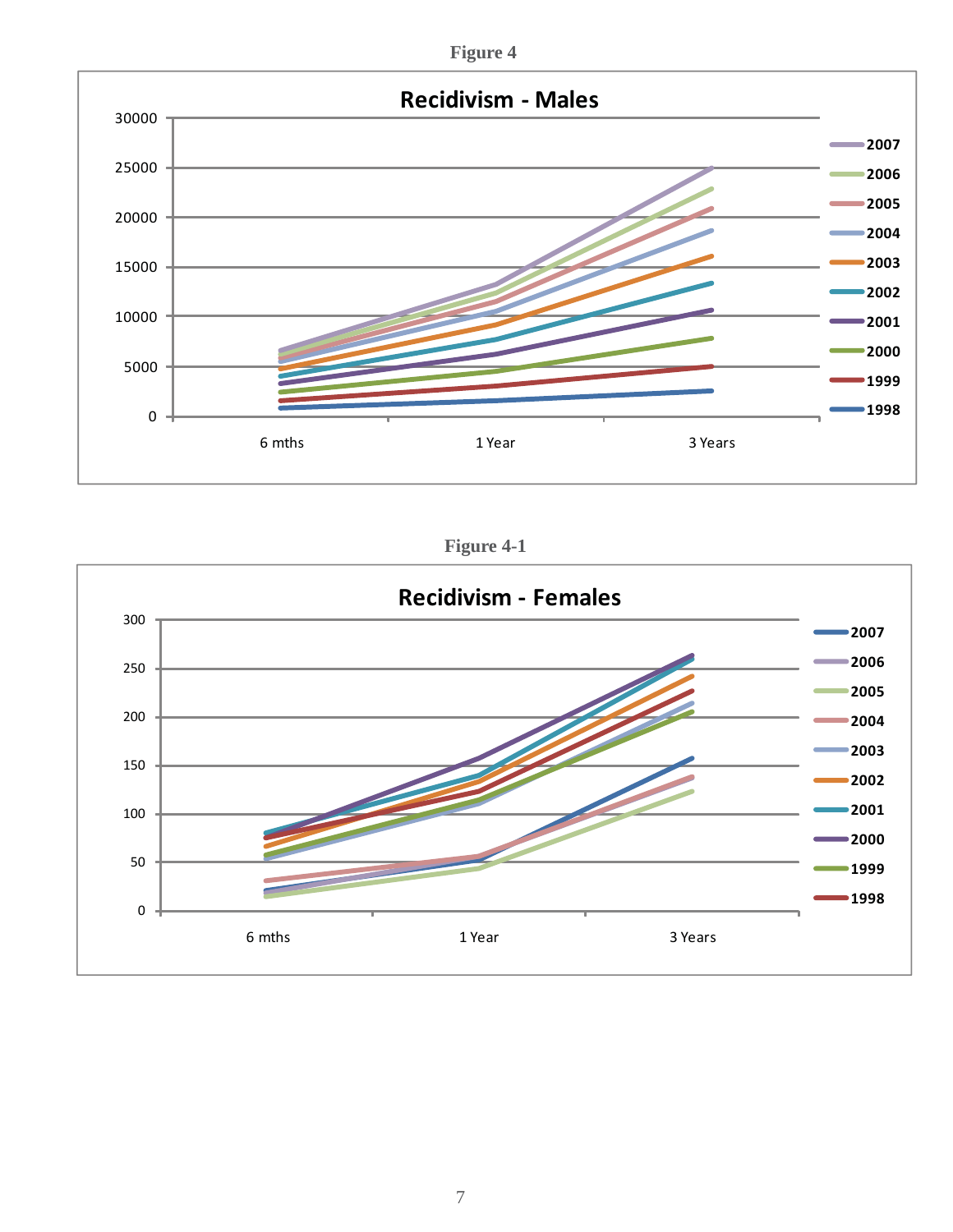**Figure 4**

**Recidivism - Males**

**Figure 4-1**

**Recidivism - Females**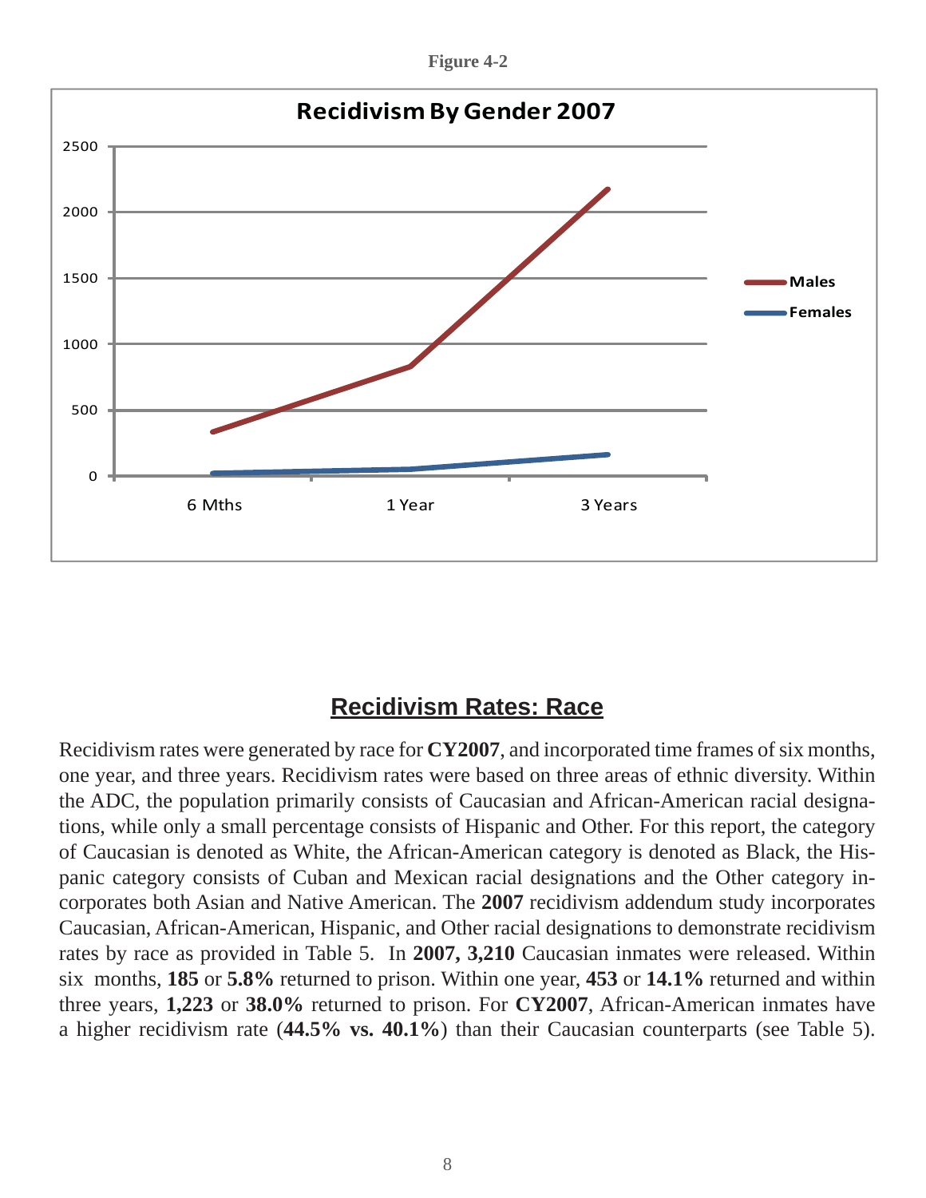**Figure 4-2**

**Recidivism By Gender 2007**

## Recidivism Rates: Race

Recidivism rates were generated by race for **CY2007**, and incorporated time frames of six months, one year, and three years. Recidivism rates were based on three areas of ethnic diversity. Within the ADC, the population primarily consists of Caucasian and African-American racial designations, while only a small percentage consists of Hispanic and Other. For this report, the category of Caucasian is denoted as White, the African-American category is denoted as Black, the Hispanic category consists of Cuban and Mexican racial designations and the Other category incorporates both Asian and Native American. The **2007** recidivism addendum study incorporates Caucasian, African-American, Hispanic, and Other racial designations to demonstrate recidivism rates by race as provided in Table 5. In **2007, 3,210** Caucasian inmates were released. Within six months, **185** or **5.8%** returned to prison. Within one year, **453** or **14.1%** returned and within three years, **1,223** or **38.0%** returned to prison. For **CY2007**, African-American inmates have a higher recidivism rate (**44.5% vs. 40.1%**) than their Caucasian counterparts (see Table 5).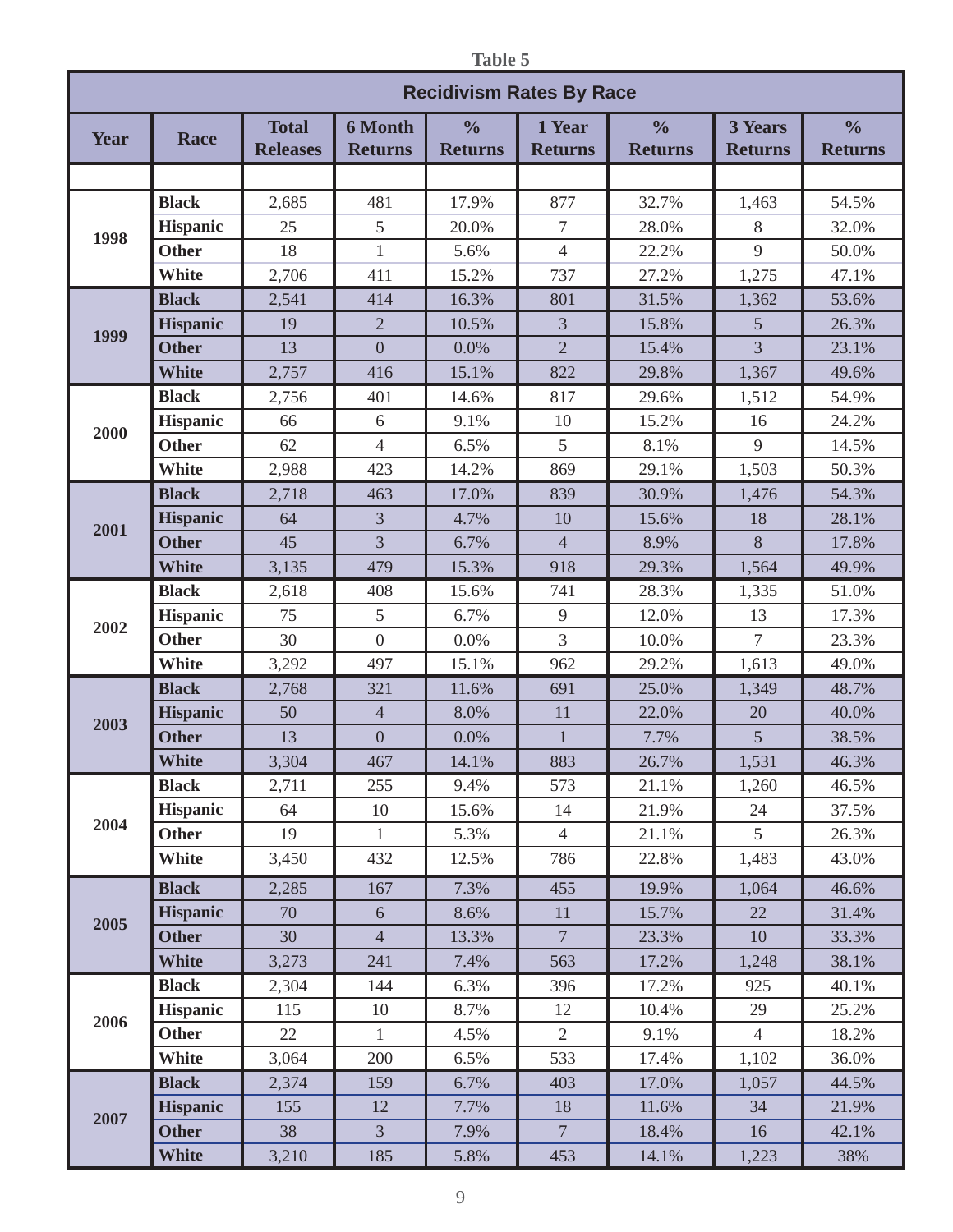**Table 5**

| Recidivism Rates By Race | | | | | | | | |
|---|---|---|---|---|---|---|---|---|
| **Year** | **Race** | **Total Releases** | **6 Month Returns** | **% Returns** | **1 Year Returns** | **% Returns** | **3 Years Returns** | **% Returns** |
| 1998 | **Black** | 2,685 | 481 | 17.9% | 877 | 32.7% | 1,463 | 54.5% |
| | **Hispanic** | 25 | 5 | 20.0% | 7 | 28.0% | 8 | 32.0% |
| | **Other** | 18 | 1 | 5.6% | 4 | 22.2% | 9 | 50.0% |
| | **White** | 2,706 | 411 | 15.2% | 737 | 27.2% | 1,275 | 47.1% |
| 1999 | **Black** | 2,541 | 414 | 16.3% | 801 | 31.5% | 1,362 | 53.6% |
| | **Hispanic** | 19 | 2 | 10.5% | 3 | 15.8% | 5 | 26.3% |
| | **Other** | 13 | 0 | 0.0% | 2 | 15.4% | 3 | 23.1% |
| | **White** | 2,757 | 416 | 15.1% | 822 | 29.8% | 1,367 | 49.6% |
| 2000 | **Black** | 2,756 | 401 | 14.6% | 817 | 29.6% | 1,512 | 54.9% |
| | **Hispanic** | 66 | 6 | 9.1% | 10 | 15.2% | 16 | 24.2% |
| | **Other** | 62 | 4 | 6.5% | 5 | 8.1% | 9 | 14.5% |
| | **White** | 2,988 | 423 | 14.2% | 869 | 29.1% | 1,503 | 50.3% |
| 2001 | **Black** | 2,718 | 463 | 17.0% | 839 | 30.9% | 1,476 | 54.3% |
| | **Hispanic** | 64 | 3 | 4.7% | 10 | 15.6% | 18 | 28.1% |
| | **Other** | 45 | 3 | 6.7% | 4 | 8.9% | 8 | 17.8% |
| | **White** | 3,135 | 479 | 15.3% | 918 | 29.3% | 1,564 | 49.9% |
| 2002 | **Black** | 2,618 | 408 | 15.6% | 741 | 28.3% | 1,335 | 51.0% |
| | **Hispanic** | 75 | 5 | 6.7% | 9 | 12.0% | 13 | 17.3% |
| | **Other** | 30 | 0 | 0.0% | 3 | 10.0% | 7 | 23.3% |
| | **White** | 3,292 | 497 | 15.1% | 962 | 29.2% | 1,613 | 49.0% |
| 2003 | **Black** | 2,768 | 321 | 11.6% | 691 | 25.0% | 1,349 | 48.7% |
| | **Hispanic** | 50 | 4 | 8.0% | 11 | 22.0% | 20 | 40.0% |
| | **Other** | 13 | 0 | 0.0% | 1 | 7.7% | 5 | 38.5% |
| | **White** | 3,304 | 467 | 14.1% | 883 | 26.7% | 1,531 | 46.3% |
| 2004 | **Black** | 2,711 | 255 | 9.4% | 573 | 21.1% | 1,260 | 46.5% |
| | **Hispanic** | 64 | 10 | 15.6% | 14 | 21.9% | 24 | 37.5% |
| | **Other** | 19 | 1 | 5.3% | 4 | 21.1% | 5 | 26.3% |
| | **White** | 3,450 | 432 | 12.5% | 786 | 22.8% | 1,483 | 43.0% |
| 2005 | **Black** | 2,285 | 167 | 7.3% | 455 | 19.9% | 1,064 | 46.6% |
| | **Hispanic** | 70 | 6 | 8.6% | 11 | 15.7% | 22 | 31.4% |
| | **Other** | 30 | 4 | 13.3% | 7 | 23.3% | 10 | 33.3% |
| | **White** | 3,273 | 241 | 7.4% | 563 | 17.2% | 1,248 | 38.1% |
| 2006 | **Black** | 2,304 | 144 | 6.3% | 396 | 17.2% | 925 | 40.1% |
| | **Hispanic** | 115 | 10 | 8.7% | 12 | 10.4% | 29 | 25.2% |
| | **Other** | 22 | 1 | 4.5% | 2 | 9.1% | 4 | 18.2% |
| | **White** | 3,064 | 200 | 6.5% | 533 | 17.4% | 1,102 | 36.0% |
| 2007 | **Black** | 2,374 | 159 | 6.7% | 403 | 17.0% | 1,057 | 44.5% |
| | **Hispanic** | 155 | 12 | 7.7% | 18 | 11.6% | 34 | 21.9% |
| | **Other** | 38 | 3 | 7.9% | 7 | 18.4% | 16 | 42.1% |
| | **White** | 3,210 | 185 | 5.8% | 453 | 14.1% | 1,223 | 38% |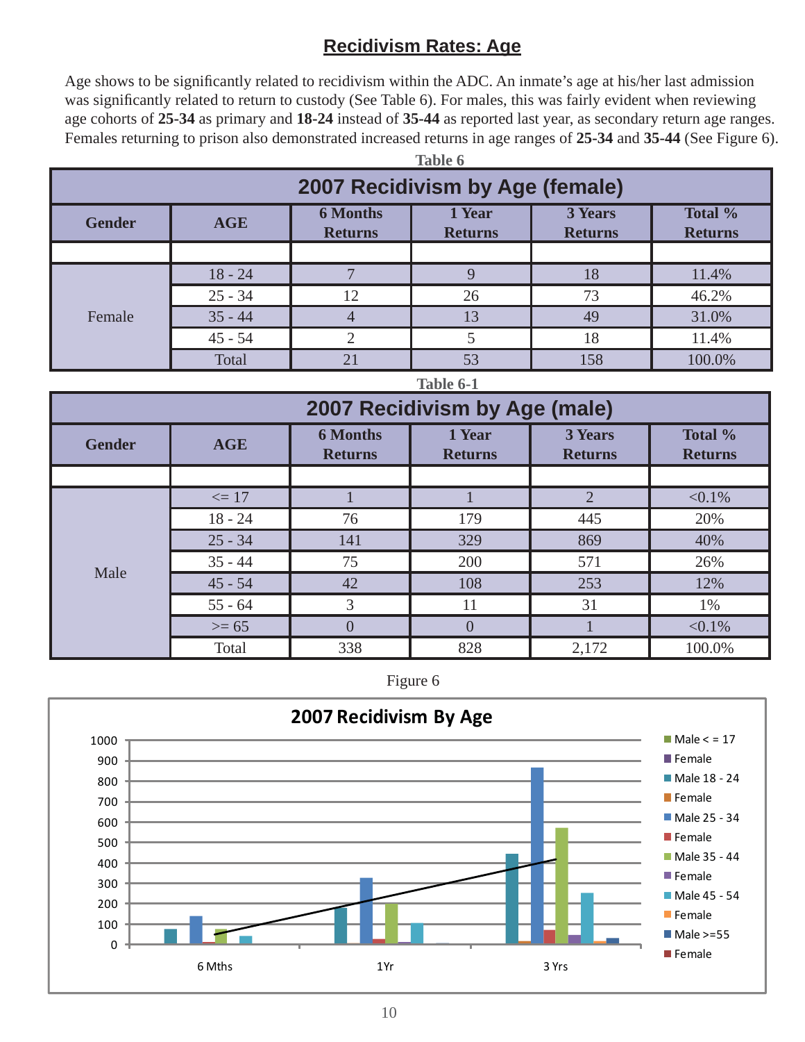## Recidivism Rates: Age

Age shows to be significantly related to recidivism within the ADC. An inmate's age at his/her last admission was significantly related to return to custody (See Table 6). For males, this was fairly evident when reviewing age cohorts of **25-34** as primary and **18-24** instead of **35-44** as reported last year, as secondary return age ranges. Females returning to prison also demonstrated increased returns in age ranges of **25-34** and **35-44** (See Figure 6).

**Table 6**

**2007 Recidivism by Age (female)**

| Gender | AGE | 6 Months Returns | 1 Year Returns | 3 Years Returns | Total % Returns |
|---|---|---|---|---|---|
| | | | | | |
| Female | 18 - 24 | 7 | 9 | 18 | 11.4% |
| | 25 - 34 | 12 | 26 | 73 | 46.2% |
| | 35 - 44 | 4 | 13 | 49 | 31.0% |
| | 45 - 54 | 2 | 5 | 18 | 11.4% |
| | Total | 21 | 53 | 158 | 100.0% |

**Table 6-1**

**2007 Recidivism by Age (male)**

| Gender | AGE | 6 Months Returns | 1 Year Returns | 3 Years Returns | Total % Returns |
|---|---|---|---|---|---|
| | | | | | |
| Male | <= 17 | 1 | 1 | 2 | <0.1% |
| | 18 - 24 | 76 | 179 | 445 | 20% |
| | 25 - 34 | 141 | 329 | 869 | 40% |
| | 35 - 44 | 75 | 200 | 571 | 26% |
| | 45 - 54 | 42 | 108 | 253 | 12% |
| | 55 - 64 | 3 | 11 | 31 | 1% |
| | >= 65 | 0 | 0 | 1 | <0.1% |
| | Total | 338 | 828 | 2,172 | 100.0% |

Figure 6

**2007 Recidivism By Age**

Legend: Male < = 17, Female, Male 18 - 24, Female, Male 25 - 34, Female, Male 35 - 44, Female, Male 45 - 54, Female, Male >=55, Female

X-axis: 6 Mths, 1Yr, 3 Yrs
Y-axis: 0 – 1000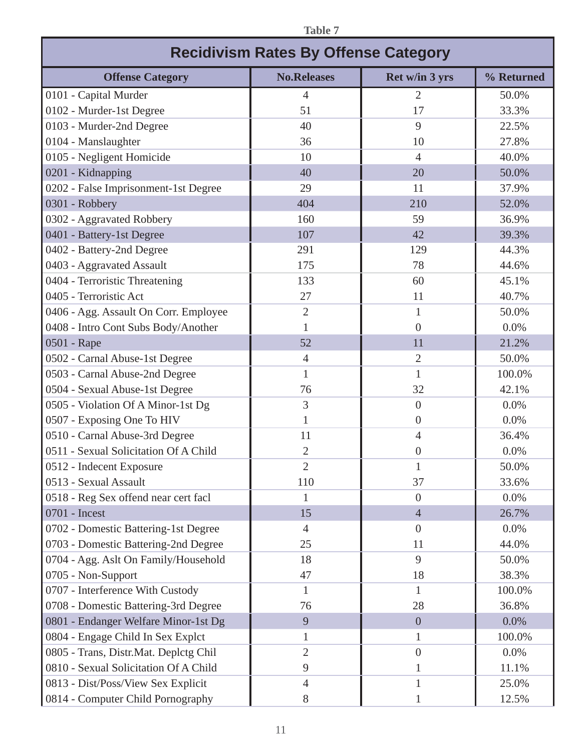Table 7

## Recidivism Rates By Offense Category

| Offense Category | No.Releases | Ret w/in 3 yrs | % Returned |
|---|---|---|---|
| 0101 - Capital Murder | 4 | 2 | 50.0% |
| 0102 - Murder-1st Degree | 51 | 17 | 33.3% |
| 0103 - Murder-2nd Degree | 40 | 9 | 22.5% |
| 0104 - Manslaughter | 36 | 10 | 27.8% |
| 0105 - Negligent Homicide | 10 | 4 | 40.0% |
| 0201 - Kidnapping | 40 | 20 | 50.0% |
| 0202 - False Imprisonment-1st Degree | 29 | 11 | 37.9% |
| 0301 - Robbery | 404 | 210 | 52.0% |
| 0302 - Aggravated Robbery | 160 | 59 | 36.9% |
| 0401 - Battery-1st Degree | 107 | 42 | 39.3% |
| 0402 - Battery-2nd Degree | 291 | 129 | 44.3% |
| 0403 - Aggravated Assault | 175 | 78 | 44.6% |
| 0404 - Terroristic Threatening | 133 | 60 | 45.1% |
| 0405 - Terroristic Act | 27 | 11 | 40.7% |
| 0406 - Agg. Assault On Corr. Employee | 2 | 1 | 50.0% |
| 0408 - Intro Cont Subs Body/Another | 1 | 0 | 0.0% |
| 0501 - Rape | 52 | 11 | 21.2% |
| 0502 - Carnal Abuse-1st Degree | 4 | 2 | 50.0% |
| 0503 - Carnal Abuse-2nd Degree | 1 | 1 | 100.0% |
| 0504 - Sexual Abuse-1st Degree | 76 | 32 | 42.1% |
| 0505 - Violation Of A Minor-1st Dg | 3 | 0 | 0.0% |
| 0507 - Exposing One To HIV | 1 | 0 | 0.0% |
| 0510 - Carnal Abuse-3rd Degree | 11 | 4 | 36.4% |
| 0511 - Sexual Solicitation Of A Child | 2 | 0 | 0.0% |
| 0512 - Indecent Exposure | 2 | 1 | 50.0% |
| 0513 - Sexual Assault | 110 | 37 | 33.6% |
| 0518 - Reg Sex offend near cert facl | 1 | 0 | 0.0% |
| 0701 - Incest | 15 | 4 | 26.7% |
| 0702 - Domestic Battering-1st Degree | 4 | 0 | 0.0% |
| 0703 - Domestic Battering-2nd Degree | 25 | 11 | 44.0% |
| 0704 - Agg. Aslt On Family/Household | 18 | 9 | 50.0% |
| 0705 - Non-Support | 47 | 18 | 38.3% |
| 0707 - Interference With Custody | 1 | 1 | 100.0% |
| 0708 - Domestic Battering-3rd Degree | 76 | 28 | 36.8% |
| 0801 - Endanger Welfare Minor-1st Dg | 9 | 0 | 0.0% |
| 0804 - Engage Child In Sex Explct | 1 | 1 | 100.0% |
| 0805 - Trans, Distr.Mat. Deplctg Chil | 2 | 0 | 0.0% |
| 0810 - Sexual Solicitation Of A Child | 9 | 1 | 11.1% |
| 0813 - Dist/Poss/View Sex Explicit | 4 | 1 | 25.0% |
| 0814 - Computer Child Pornography | 8 | 1 | 12.5% |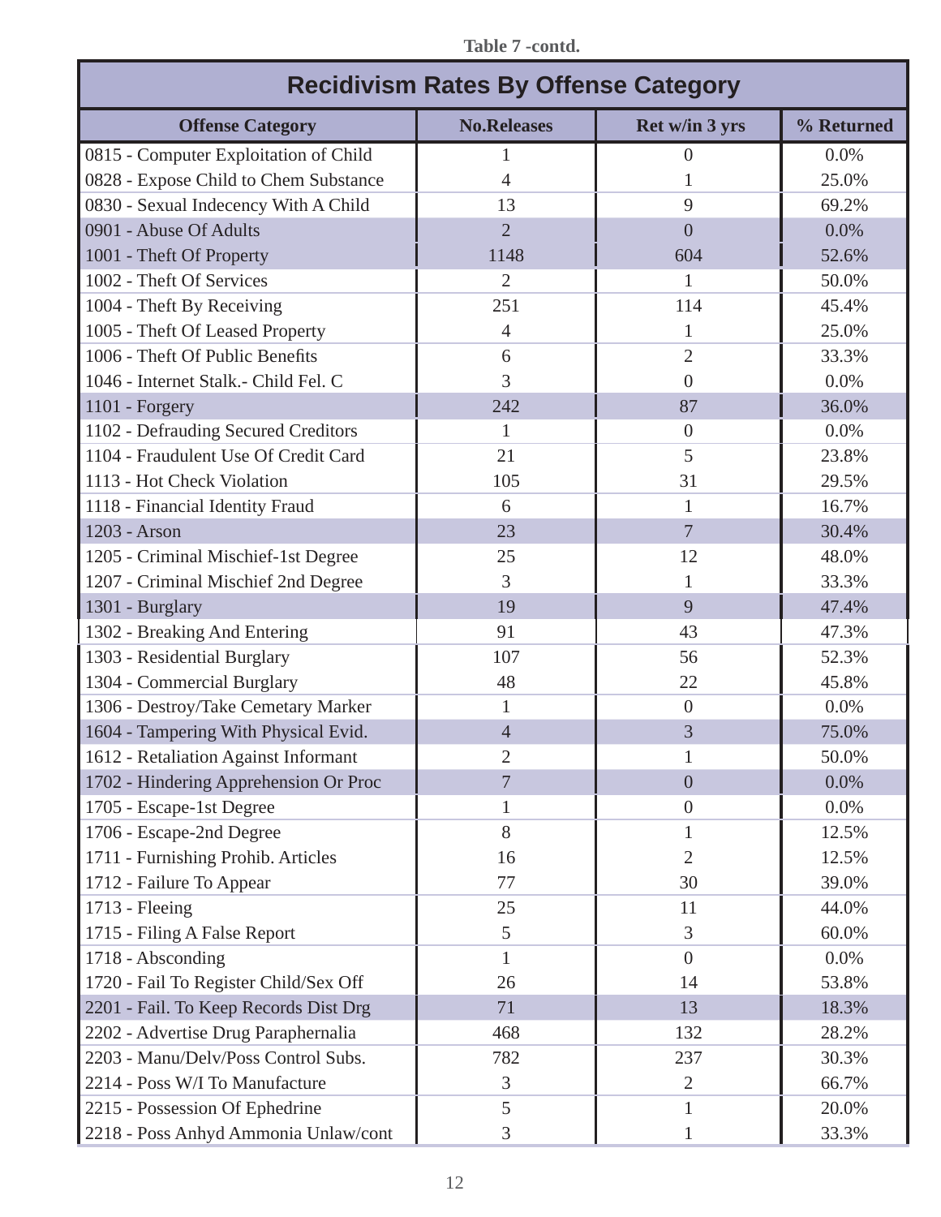Table 7 -contd.

## Recidivism Rates By Offense Category

| Offense Category | No.Releases | Ret w/in 3 yrs | % Returned |
|---|---|---|---|
| 0815 - Computer Exploitation of Child | 1 | 0 | 0.0% |
| 0828 - Expose Child to Chem Substance | 4 | 1 | 25.0% |
| 0830 - Sexual Indecency With A Child | 13 | 9 | 69.2% |
| 0901 - Abuse Of Adults | 2 | 0 | 0.0% |
| 1001 - Theft Of Property | 1148 | 604 | 52.6% |
| 1002 - Theft Of Services | 2 | 1 | 50.0% |
| 1004 - Theft By Receiving | 251 | 114 | 45.4% |
| 1005 - Theft Of Leased Property | 4 | 1 | 25.0% |
| 1006 - Theft Of Public Benefits | 6 | 2 | 33.3% |
| 1046 - Internet Stalk.- Child Fel. C | 3 | 0 | 0.0% |
| 1101 - Forgery | 242 | 87 | 36.0% |
| 1102 - Defrauding Secured Creditors | 1 | 0 | 0.0% |
| 1104 - Fraudulent Use Of Credit Card | 21 | 5 | 23.8% |
| 1113 - Hot Check Violation | 105 | 31 | 29.5% |
| 1118 - Financial Identity Fraud | 6 | 1 | 16.7% |
| 1203 - Arson | 23 | 7 | 30.4% |
| 1205 - Criminal Mischief-1st Degree | 25 | 12 | 48.0% |
| 1207 - Criminal Mischief 2nd Degree | 3 | 1 | 33.3% |
| 1301 - Burglary | 19 | 9 | 47.4% |
| 1302 - Breaking And Entering | 91 | 43 | 47.3% |
| 1303 - Residential Burglary | 107 | 56 | 52.3% |
| 1304 - Commercial Burglary | 48 | 22 | 45.8% |
| 1306 - Destroy/Take Cemetary Marker | 1 | 0 | 0.0% |
| 1604 - Tampering With Physical Evid. | 4 | 3 | 75.0% |
| 1612 - Retaliation Against Informant | 2 | 1 | 50.0% |
| 1702 - Hindering Apprehension Or Proc | 7 | 0 | 0.0% |
| 1705 - Escape-1st Degree | 1 | 0 | 0.0% |
| 1706 - Escape-2nd Degree | 8 | 1 | 12.5% |
| 1711 - Furnishing Prohib. Articles | 16 | 2 | 12.5% |
| 1712 - Failure To Appear | 77 | 30 | 39.0% |
| 1713 - Fleeing | 25 | 11 | 44.0% |
| 1715 - Filing A False Report | 5 | 3 | 60.0% |
| 1718 - Absconding | 1 | 0 | 0.0% |
| 1720 - Fail To Register Child/Sex Off | 26 | 14 | 53.8% |
| 2201 - Fail. To Keep Records Dist Drg | 71 | 13 | 18.3% |
| 2202 - Advertise Drug Paraphernalia | 468 | 132 | 28.2% |
| 2203 - Manu/Delv/Poss Control Subs. | 782 | 237 | 30.3% |
| 2214 - Poss W/I To Manufacture | 3 | 2 | 66.7% |
| 2215 - Possession Of Ephedrine | 5 | 1 | 20.0% |
| 2218 - Poss Anhyd Ammonia Unlaw/cont | 3 | 1 | 33.3% |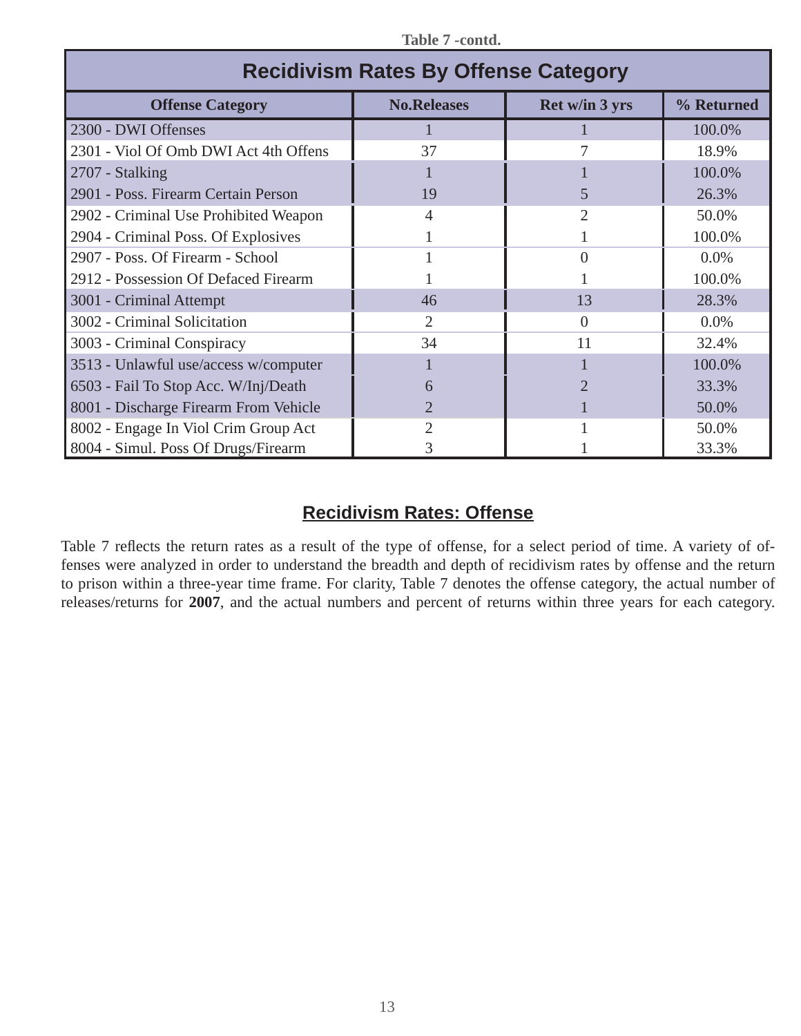Table 7 -contd.

| Recidivism Rates By Offense Category | | | |
|---|---|---|---|
| **Offense Category** | **No.Releases** | **Ret w/in 3 yrs** | **% Returned** |
| 2300 - DWI Offenses | 1 | 1 | 100.0% |
| 2301 - Viol Of Omb DWI Act 4th Offens | 37 | 7 | 18.9% |
| 2707 - Stalking | 1 | 1 | 100.0% |
| 2901 - Poss. Firearm Certain Person | 19 | 5 | 26.3% |
| 2902 - Criminal Use Prohibited Weapon | 4 | 2 | 50.0% |
| 2904 - Criminal Poss. Of Explosives | 1 | 1 | 100.0% |
| 2907 - Poss. Of Firearm - School | 1 | 0 | 0.0% |
| 2912 - Possession Of Defaced Firearm | 1 | 1 | 100.0% |
| 3001 - Criminal Attempt | 46 | 13 | 28.3% |
| 3002 - Criminal Solicitation | 2 | 0 | 0.0% |
| 3003 - Criminal Conspiracy | 34 | 11 | 32.4% |
| 3513 - Unlawful use/access w/computer | 1 | 1 | 100.0% |
| 6503 - Fail To Stop Acc. W/Inj/Death | 6 | 2 | 33.3% |
| 8001 - Discharge Firearm From Vehicle | 2 | 1 | 50.0% |
| 8002 - Engage In Viol Crim Group Act | 2 | 1 | 50.0% |
| 8004 - Simul. Poss Of Drugs/Firearm | 3 | 1 | 33.3% |

## Recidivism Rates: Offense

Table 7 reflects the return rates as a result of the type of offense, for a select period of time. A variety of offenses were analyzed in order to understand the breadth and depth of recidivism rates by offense and the return to prison within a three-year time frame. For clarity, Table 7 denotes the offense category, the actual number of releases/returns for **2007**, and the actual numbers and percent of returns within three years for each category.